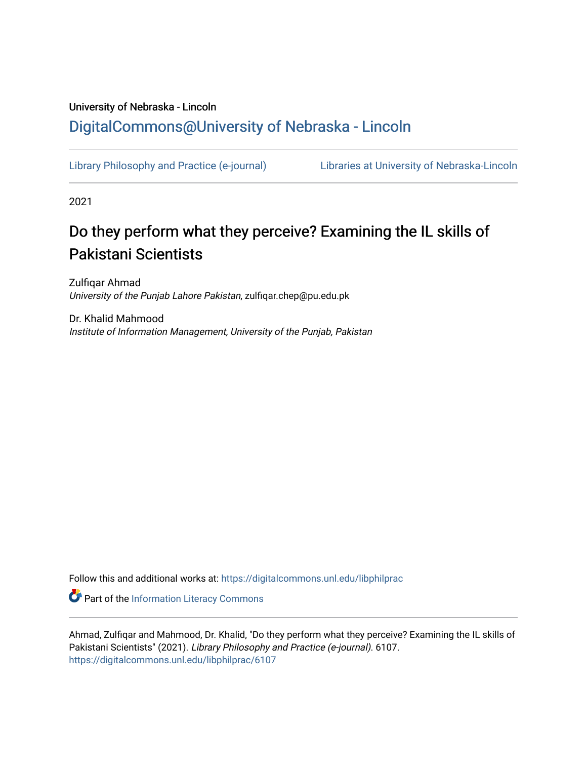University of Nebraska - Lincoln

## DigitalCommons@University of Nebraska - Lincoln

Library Philosophy and Practice (e-journal) | Libraries at University of Nebraska-Lincoln

2021

# Do they perform what they perceive? Examining the IL skills of Pakistani Scientists

Zulfiqar Ahmad
*University of the Punjab Lahore Pakistan*, zulfiqar.chep@pu.edu.pk

Dr. Khalid Mahmood
*Institute of Information Management, University of the Punjab, Pakistan*

Follow this and additional works at: https://digitalcommons.unl.edu/libphilprac

Part of the Information Literacy Commons

Ahmad, Zulfiqar and Mahmood, Dr. Khalid, "Do they perform what they perceive? Examining the IL skills of Pakistani Scientists" (2021). *Library Philosophy and Practice (e-journal)*. 6107.
https://digitalcommons.unl.edu/libphilprac/6107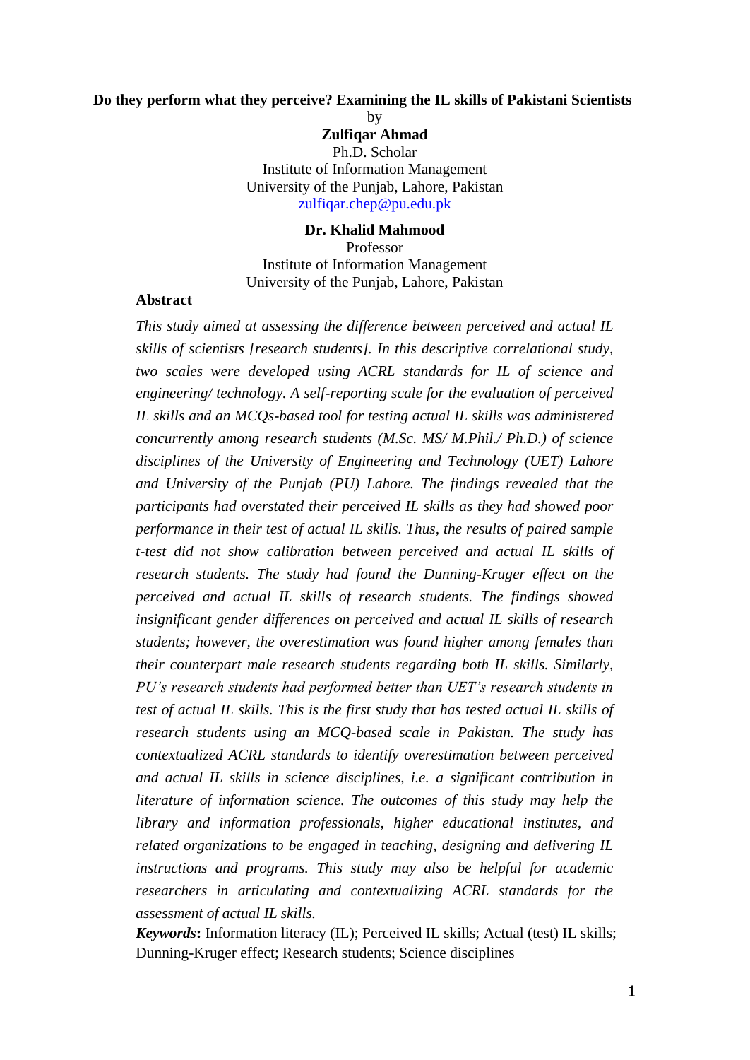**Do they perform what they perceive? Examining the IL skills of Pakistani Scientists**

by

**Zulfiqar Ahmad**
Ph.D. Scholar
Institute of Information Management
University of the Punjab, Lahore, Pakistan
zulfiqar.chep@pu.edu.pk

**Dr. Khalid Mahmood**
Professor
Institute of Information Management
University of the Punjab, Lahore, Pakistan

## Abstract

*This study aimed at assessing the difference between perceived and actual IL skills of scientists [research students]. In this descriptive correlational study, two scales were developed using ACRL standards for IL of science and engineering/ technology. A self-reporting scale for the evaluation of perceived IL skills and an MCQs-based tool for testing actual IL skills was administered concurrently among research students (M.Sc. MS/ M.Phil./ Ph.D.) of science disciplines of the University of Engineering and Technology (UET) Lahore and University of the Punjab (PU) Lahore. The findings revealed that the participants had overstated their perceived IL skills as they had showed poor performance in their test of actual IL skills. Thus, the results of paired sample t-test did not show calibration between perceived and actual IL skills of research students. The study had found the Dunning-Kruger effect on the perceived and actual IL skills of research students. The findings showed insignificant gender differences on perceived and actual IL skills of research students; however, the overestimation was found higher among females than their counterpart male research students regarding both IL skills. Similarly, PU's research students had performed better than UET's research students in test of actual IL skills. This is the first study that has tested actual IL skills of research students using an MCQ-based scale in Pakistan. The study has contextualized ACRL standards to identify overestimation between perceived and actual IL skills in science disciplines, i.e. a significant contribution in literature of information science. The outcomes of this study may help the library and information professionals, higher educational institutes, and related organizations to be engaged in teaching, designing and delivering IL instructions and programs. This study may also be helpful for academic researchers in articulating and contextualizing ACRL standards for the assessment of actual IL skills.*

***Keywords*:** Information literacy (IL); Perceived IL skills; Actual (test) IL skills; Dunning-Kruger effect; Research students; Science disciplines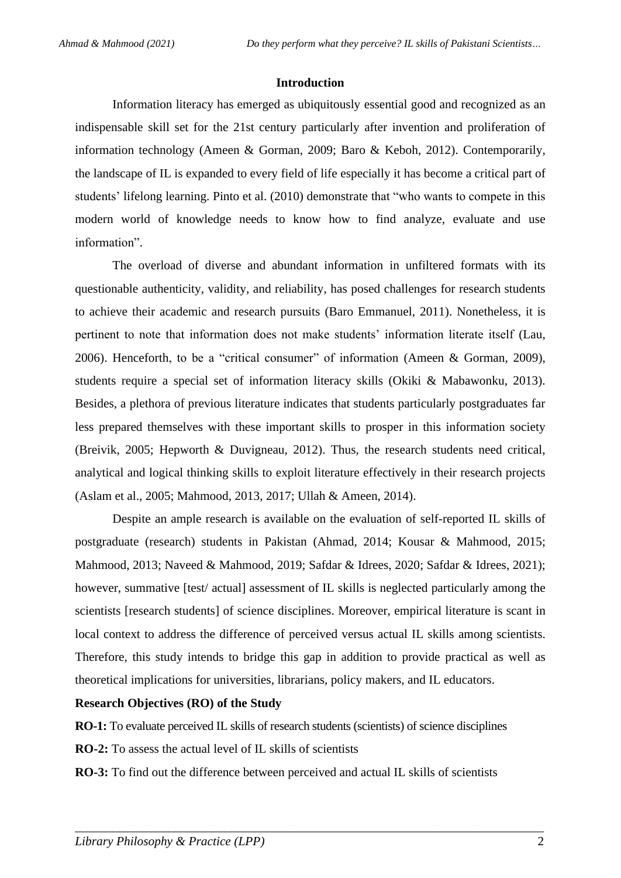## Introduction

Information literacy has emerged as ubiquitously essential good and recognized as an indispensable skill set for the 21st century particularly after invention and proliferation of information technology (Ameen & Gorman, 2009; Baro & Keboh, 2012). Contemporarily, the landscape of IL is expanded to every field of life especially it has become a critical part of students' lifelong learning. Pinto et al. (2010) demonstrate that "who wants to compete in this modern world of knowledge needs to know how to find analyze, evaluate and use information".

The overload of diverse and abundant information in unfiltered formats with its questionable authenticity, validity, and reliability, has posed challenges for research students to achieve their academic and research pursuits (Baro Emmanuel, 2011). Nonetheless, it is pertinent to note that information does not make students' information literate itself (Lau, 2006). Henceforth, to be a "critical consumer" of information (Ameen & Gorman, 2009), students require a special set of information literacy skills (Okiki & Mabawonku, 2013). Besides, a plethora of previous literature indicates that students particularly postgraduates far less prepared themselves with these important skills to prosper in this information society (Breivik, 2005; Hepworth & Duvigneau, 2012). Thus, the research students need critical, analytical and logical thinking skills to exploit literature effectively in their research projects (Aslam et al., 2005; Mahmood, 2013, 2017; Ullah & Ameen, 2014).

Despite an ample research is available on the evaluation of self-reported IL skills of postgraduate (research) students in Pakistan (Ahmad, 2014; Kousar & Mahmood, 2015; Mahmood, 2013; Naveed & Mahmood, 2019; Safdar & Idrees, 2020; Safdar & Idrees, 2021); however, summative [test/ actual] assessment of IL skills is neglected particularly among the scientists [research students] of science disciplines. Moreover, empirical literature is scant in local context to address the difference of perceived versus actual IL skills among scientists. Therefore, this study intends to bridge this gap in addition to provide practical as well as theoretical implications for universities, librarians, policy makers, and IL educators.

**Research Objectives (RO) of the Study**

**RO-1:** To evaluate perceived IL skills of research students (scientists) of science disciplines

**RO-2:** To assess the actual level of IL skills of scientists

**RO-3:** To find out the difference between perceived and actual IL skills of scientists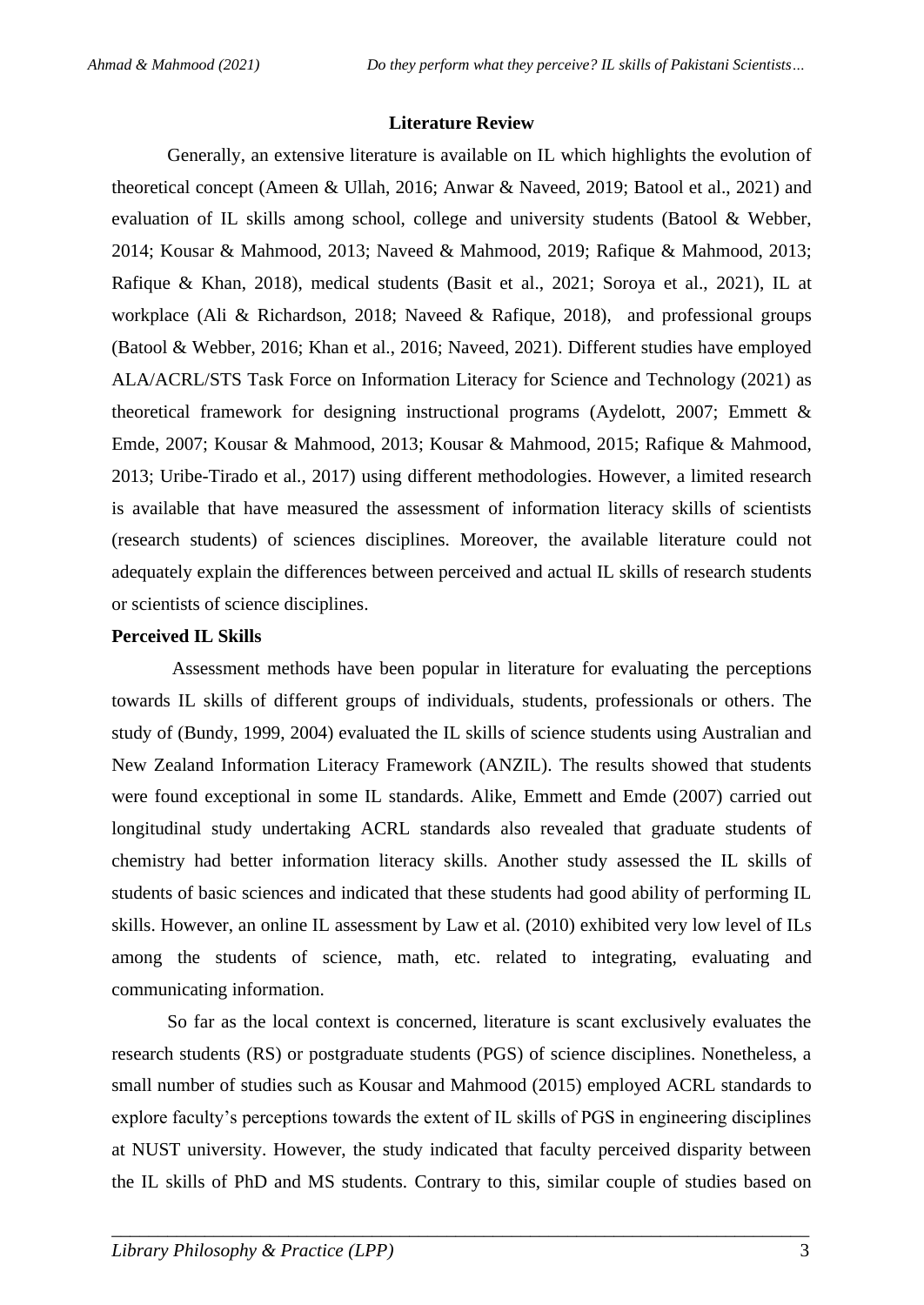## Literature Review

Generally, an extensive literature is available on IL which highlights the evolution of theoretical concept (Ameen & Ullah, 2016; Anwar & Naveed, 2019; Batool et al., 2021) and evaluation of IL skills among school, college and university students (Batool & Webber, 2014; Kousar & Mahmood, 2013; Naveed & Mahmood, 2019; Rafique & Mahmood, 2013; Rafique & Khan, 2018), medical students (Basit et al., 2021; Soroya et al., 2021), IL at workplace (Ali & Richardson, 2018; Naveed & Rafique, 2018), and professional groups (Batool & Webber, 2016; Khan et al., 2016; Naveed, 2021). Different studies have employed ALA/ACRL/STS Task Force on Information Literacy for Science and Technology (2021) as theoretical framework for designing instructional programs (Aydelott, 2007; Emmett & Emde, 2007; Kousar & Mahmood, 2013; Kousar & Mahmood, 2015; Rafique & Mahmood, 2013; Uribe-Tirado et al., 2017) using different methodologies. However, a limited research is available that have measured the assessment of information literacy skills of scientists (research students) of sciences disciplines. Moreover, the available literature could not adequately explain the differences between perceived and actual IL skills of research students or scientists of science disciplines.

**Perceived IL Skills**

Assessment methods have been popular in literature for evaluating the perceptions towards IL skills of different groups of individuals, students, professionals or others. The study of (Bundy, 1999, 2004) evaluated the IL skills of science students using Australian and New Zealand Information Literacy Framework (ANZIL). The results showed that students were found exceptional in some IL standards. Alike, Emmett and Emde (2007) carried out longitudinal study undertaking ACRL standards also revealed that graduate students of chemistry had better information literacy skills. Another study assessed the IL skills of students of basic sciences and indicated that these students had good ability of performing IL skills. However, an online IL assessment by Law et al. (2010) exhibited very low level of ILs among the students of science, math, etc. related to integrating, evaluating and communicating information.

So far as the local context is concerned, literature is scant exclusively evaluates the research students (RS) or postgraduate students (PGS) of science disciplines. Nonetheless, a small number of studies such as Kousar and Mahmood (2015) employed ACRL standards to explore faculty's perceptions towards the extent of IL skills of PGS in engineering disciplines at NUST university. However, the study indicated that faculty perceived disparity between the IL skills of PhD and MS students. Contrary to this, similar couple of studies based on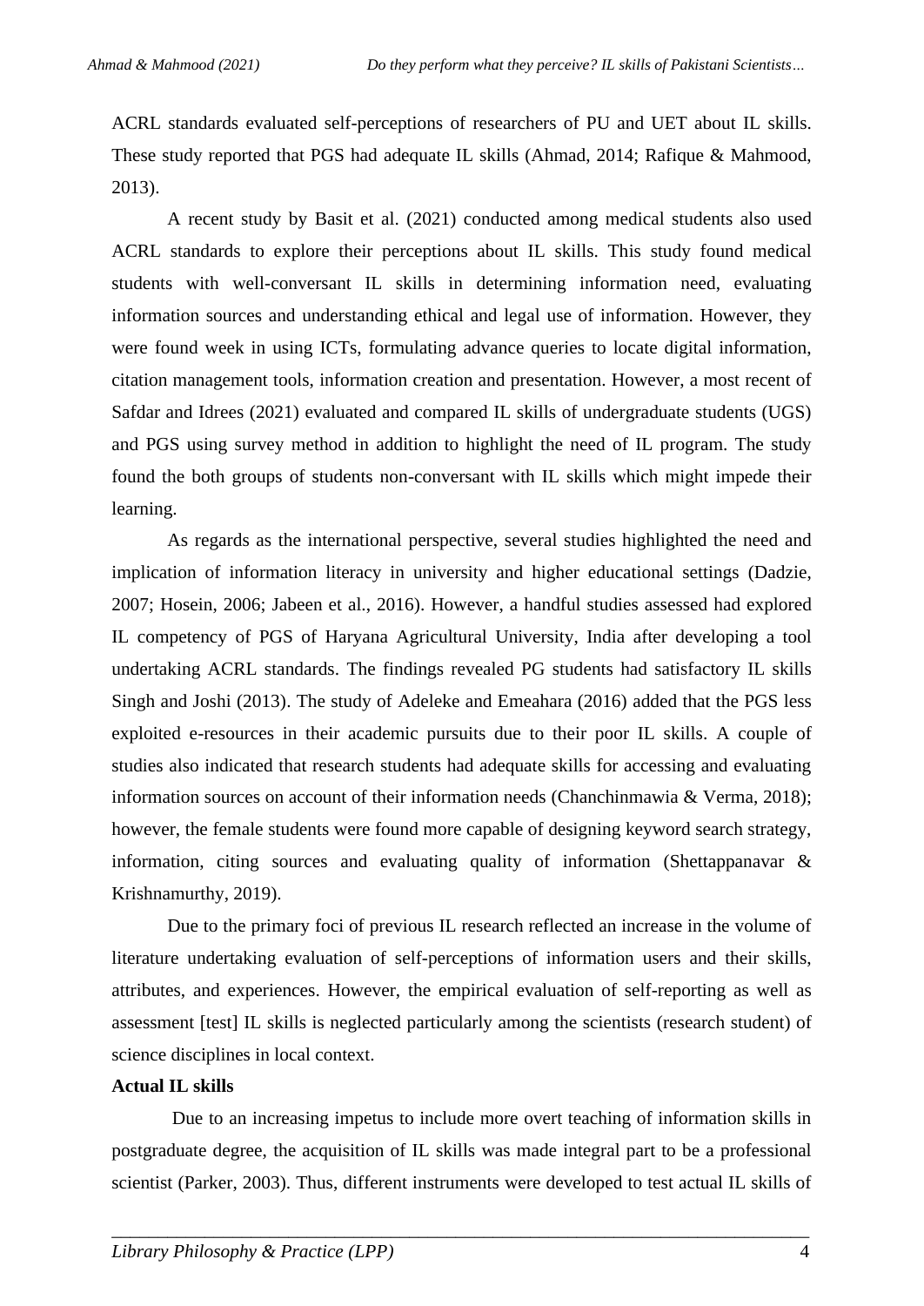ACRL standards evaluated self-perceptions of researchers of PU and UET about IL skills. These study reported that PGS had adequate IL skills (Ahmad, 2014; Rafique & Mahmood, 2013).

A recent study by Basit et al. (2021) conducted among medical students also used ACRL standards to explore their perceptions about IL skills. This study found medical students with well-conversant IL skills in determining information need, evaluating information sources and understanding ethical and legal use of information. However, they were found week in using ICTs, formulating advance queries to locate digital information, citation management tools, information creation and presentation. However, a most recent of Safdar and Idrees (2021) evaluated and compared IL skills of undergraduate students (UGS) and PGS using survey method in addition to highlight the need of IL program. The study found the both groups of students non-conversant with IL skills which might impede their learning.

As regards as the international perspective, several studies highlighted the need and implication of information literacy in university and higher educational settings (Dadzie, 2007; Hosein, 2006; Jabeen et al., 2016). However, a handful studies assessed had explored IL competency of PGS of Haryana Agricultural University, India after developing a tool undertaking ACRL standards. The findings revealed PG students had satisfactory IL skills Singh and Joshi (2013). The study of Adeleke and Emeahara (2016) added that the PGS less exploited e-resources in their academic pursuits due to their poor IL skills. A couple of studies also indicated that research students had adequate skills for accessing and evaluating information sources on account of their information needs (Chanchinmawia & Verma, 2018); however, the female students were found more capable of designing keyword search strategy, information, citing sources and evaluating quality of information (Shettappanavar & Krishnamurthy, 2019).

Due to the primary foci of previous IL research reflected an increase in the volume of literature undertaking evaluation of self-perceptions of information users and their skills, attributes, and experiences. However, the empirical evaluation of self-reporting as well as assessment [test] IL skills is neglected particularly among the scientists (research student) of science disciplines in local context.

**Actual IL skills**

Due to an increasing impetus to include more overt teaching of information skills in postgraduate degree, the acquisition of IL skills was made integral part to be a professional scientist (Parker, 2003). Thus, different instruments were developed to test actual IL skills of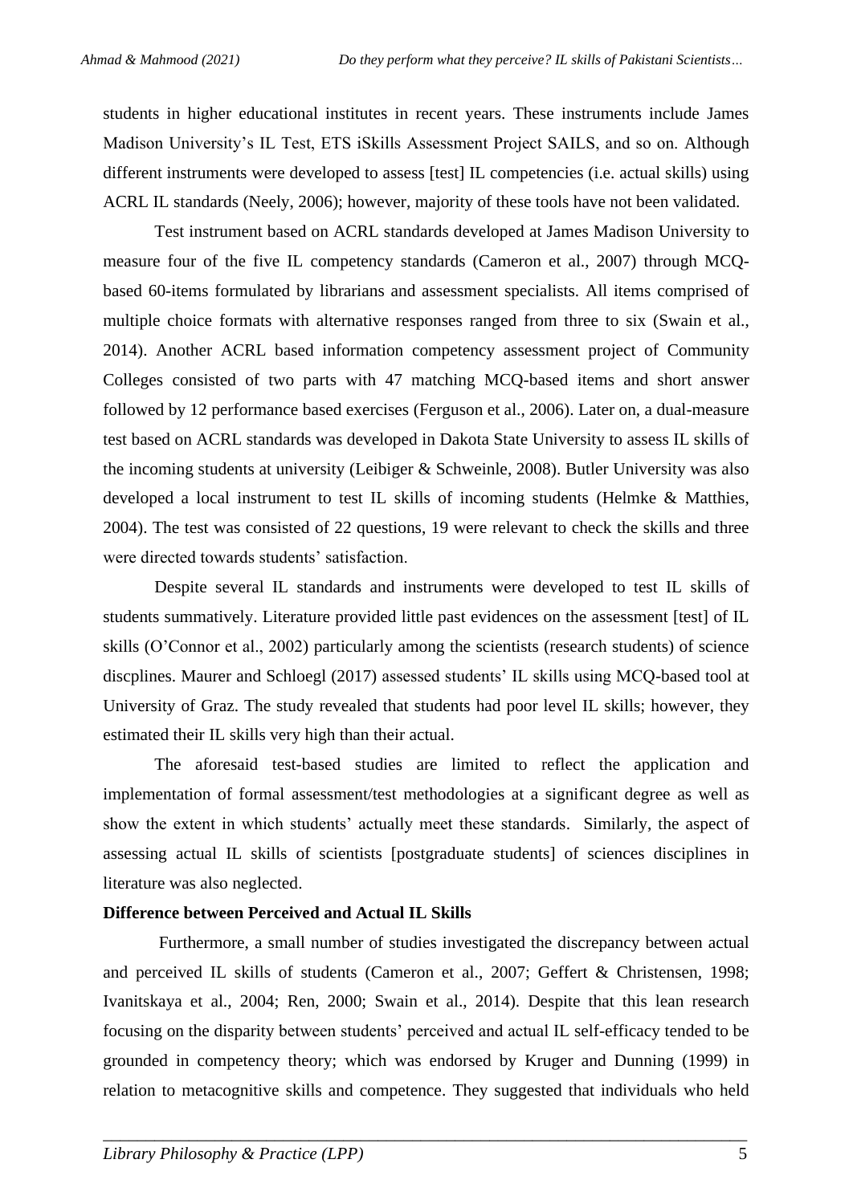students in higher educational institutes in recent years. These instruments include James Madison University's IL Test, ETS iSkills Assessment Project SAILS, and so on. Although different instruments were developed to assess [test] IL competencies (i.e. actual skills) using ACRL IL standards (Neely, 2006); however, majority of these tools have not been validated.

Test instrument based on ACRL standards developed at James Madison University to measure four of the five IL competency standards (Cameron et al., 2007) through MCQ-based 60-items formulated by librarians and assessment specialists. All items comprised of multiple choice formats with alternative responses ranged from three to six (Swain et al., 2014). Another ACRL based information competency assessment project of Community Colleges consisted of two parts with 47 matching MCQ-based items and short answer followed by 12 performance based exercises (Ferguson et al., 2006). Later on, a dual-measure test based on ACRL standards was developed in Dakota State University to assess IL skills of the incoming students at university (Leibiger & Schweinle, 2008). Butler University was also developed a local instrument to test IL skills of incoming students (Helmke & Matthies, 2004). The test was consisted of 22 questions, 19 were relevant to check the skills and three were directed towards students' satisfaction.

Despite several IL standards and instruments were developed to test IL skills of students summatively. Literature provided little past evidences on the assessment [test] of IL skills (O'Connor et al., 2002) particularly among the scientists (research students) of science discplines. Maurer and Schloegl (2017) assessed students' IL skills using MCQ-based tool at University of Graz. The study revealed that students had poor level IL skills; however, they estimated their IL skills very high than their actual.

The aforesaid test-based studies are limited to reflect the application and implementation of formal assessment/test methodologies at a significant degree as well as show the extent in which students' actually meet these standards. Similarly, the aspect of assessing actual IL skills of scientists [postgraduate students] of sciences disciplines in literature was also neglected.

**Difference between Perceived and Actual IL Skills**

Furthermore, a small number of studies investigated the discrepancy between actual and perceived IL skills of students (Cameron et al., 2007; Geffert & Christensen, 1998; Ivanitskaya et al., 2004; Ren, 2000; Swain et al., 2014). Despite that this lean research focusing on the disparity between students' perceived and actual IL self-efficacy tended to be grounded in competency theory; which was endorsed by Kruger and Dunning (1999) in relation to metacognitive skills and competence. They suggested that individuals who held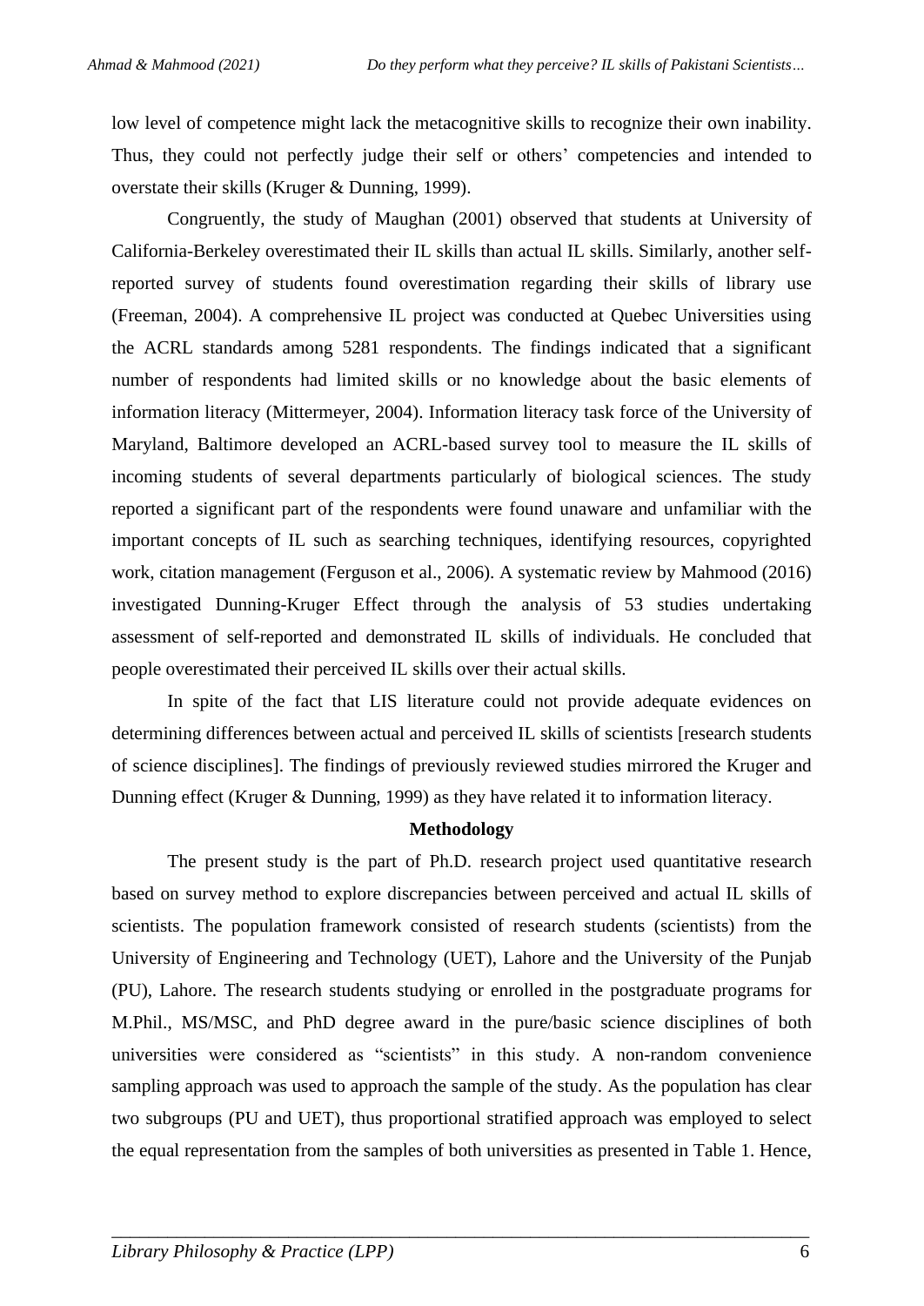low level of competence might lack the metacognitive skills to recognize their own inability. Thus, they could not perfectly judge their self or others' competencies and intended to overstate their skills (Kruger & Dunning, 1999).

Congruently, the study of Maughan (2001) observed that students at University of California-Berkeley overestimated their IL skills than actual IL skills. Similarly, another self-reported survey of students found overestimation regarding their skills of library use (Freeman, 2004). A comprehensive IL project was conducted at Quebec Universities using the ACRL standards among 5281 respondents. The findings indicated that a significant number of respondents had limited skills or no knowledge about the basic elements of information literacy (Mittermeyer, 2004). Information literacy task force of the University of Maryland, Baltimore developed an ACRL-based survey tool to measure the IL skills of incoming students of several departments particularly of biological sciences. The study reported a significant part of the respondents were found unaware and unfamiliar with the important concepts of IL such as searching techniques, identifying resources, copyrighted work, citation management (Ferguson et al., 2006). A systematic review by Mahmood (2016) investigated Dunning-Kruger Effect through the analysis of 53 studies undertaking assessment of self-reported and demonstrated IL skills of individuals. He concluded that people overestimated their perceived IL skills over their actual skills.

In spite of the fact that LIS literature could not provide adequate evidences on determining differences between actual and perceived IL skills of scientists [research students of science disciplines]. The findings of previously reviewed studies mirrored the Kruger and Dunning effect (Kruger & Dunning, 1999) as they have related it to information literacy.

## Methodology

The present study is the part of Ph.D. research project used quantitative research based on survey method to explore discrepancies between perceived and actual IL skills of scientists. The population framework consisted of research students (scientists) from the University of Engineering and Technology (UET), Lahore and the University of the Punjab (PU), Lahore. The research students studying or enrolled in the postgraduate programs for M.Phil., MS/MSC, and PhD degree award in the pure/basic science disciplines of both universities were considered as "scientists" in this study. A non-random convenience sampling approach was used to approach the sample of the study. As the population has clear two subgroups (PU and UET), thus proportional stratified approach was employed to select the equal representation from the samples of both universities as presented in Table 1. Hence,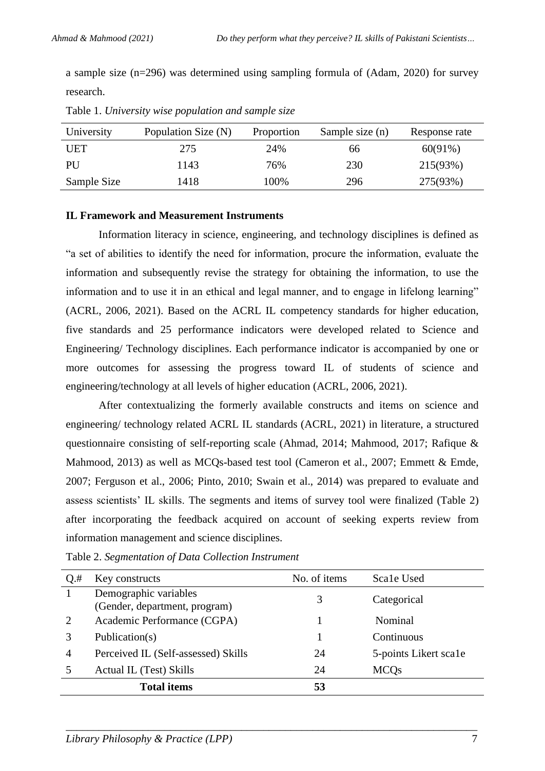a sample size (n=296) was determined using sampling formula of (Adam, 2020) for survey research.

Table 1. *University wise population and sample size*

| University | Population Size (N) | Proportion | Sample size (n) | Response rate |
|---|---|---|---|---|
| UET | 275 | 24% | 66 | 60(91%) |
| PU | 1143 | 76% | 230 | 215(93%) |
| Sample Size | 1418 | 100% | 296 | 275(93%) |

**IL Framework and Measurement Instruments**

Information literacy in science, engineering, and technology disciplines is defined as "a set of abilities to identify the need for information, procure the information, evaluate the information and subsequently revise the strategy for obtaining the information, to use the information and to use it in an ethical and legal manner, and to engage in lifelong learning" (ACRL, 2006, 2021). Based on the ACRL IL competency standards for higher education, five standards and 25 performance indicators were developed related to Science and Engineering/ Technology disciplines. Each performance indicator is accompanied by one or more outcomes for assessing the progress toward IL of students of science and engineering/technology at all levels of higher education (ACRL, 2006, 2021).

After contextualizing the formerly available constructs and items on science and engineering/ technology related ACRL IL standards (ACRL, 2021) in literature, a structured questionnaire consisting of self-reporting scale (Ahmad, 2014; Mahmood, 2017; Rafique & Mahmood, 2013) as well as MCQs-based test tool (Cameron et al., 2007; Emmett & Emde, 2007; Ferguson et al., 2006; Pinto, 2010; Swain et al., 2014) was prepared to evaluate and assess scientists' IL skills. The segments and items of survey tool were finalized (Table 2) after incorporating the feedback acquired on account of seeking experts review from information management and science disciplines.

Table 2. *Segmentation of Data Collection Instrument*

| Q.# | Key constructs | No. of items | Sca1e Used |
|---|---|---|---|
| 1 | Demographic variables (Gender, department, program) | 3 | Categorical |
| 2 | Academic Performance (CGPA) | 1 | Nominal |
| 3 | Publication(s) | 1 | Continuous |
| 4 | Perceived IL (Self-assessed) Skills | 24 | 5-points Likert sca1e |
| 5 | Actual IL (Test) Skills | 24 | MCQs |
| | **Total items** | **53** | |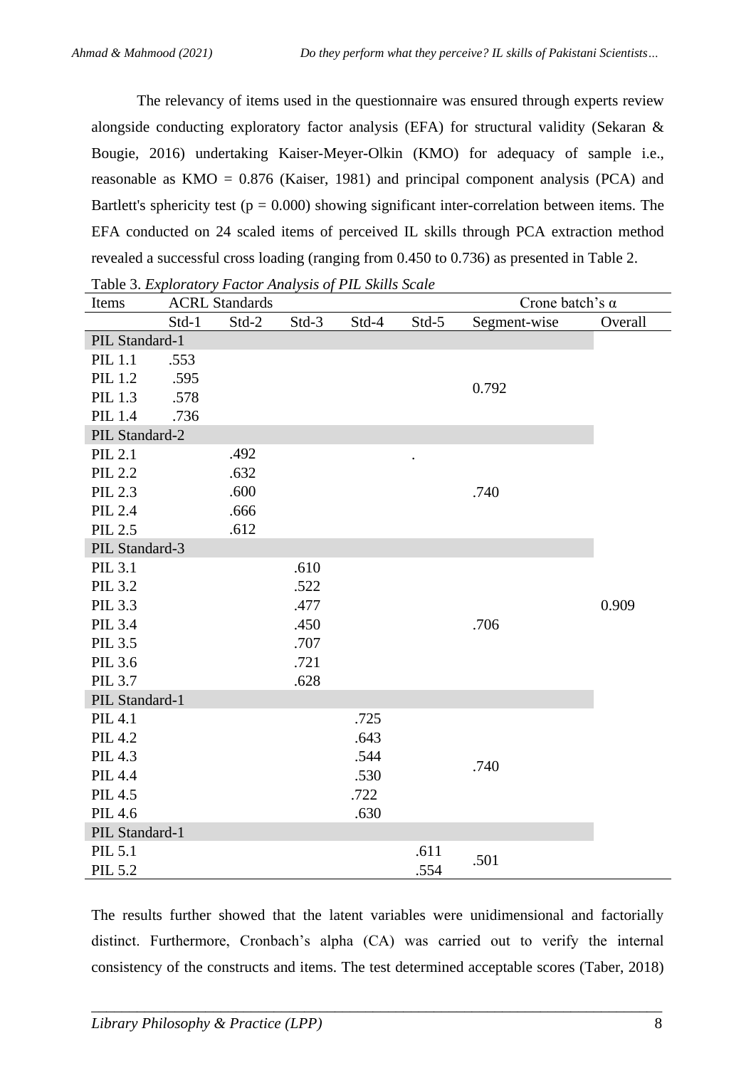The relevancy of items used in the questionnaire was ensured through experts review alongside conducting exploratory factor analysis (EFA) for structural validity (Sekaran & Bougie, 2016) undertaking Kaiser-Meyer-Olkin (KMO) for adequacy of sample i.e., reasonable as KMO = 0.876 (Kaiser, 1981) and principal component analysis (PCA) and Bartlett's sphericity test (p = 0.000) showing significant inter-correlation between items. The EFA conducted on 24 scaled items of perceived IL skills through PCA extraction method revealed a successful cross loading (ranging from 0.450 to 0.736) as presented in Table 2.

Table 3. *Exploratory Factor Analysis of PIL Skills Scale*

| Items | ACRL Standards | | | | | Crone batch's α | |
|---|---|---|---|---|---|---|---|
| | Std-1 | Std-2 | Std-3 | Std-4 | Std-5 | Segment-wise | Overall |
| PIL Standard-1 | | | | | | | |
| PIL 1.1 | .553 | | | | | 0.792 | 0.909 |
| PIL 1.2 | .595 | | | | | | |
| PIL 1.3 | .578 | | | | | | |
| PIL 1.4 | .736 | | | | | | |
| PIL Standard-2 | | | | | | | |
| PIL 2.1 | | .492 | | | . | .740 | |
| PIL 2.2 | | .632 | | | | | |
| PIL 2.3 | | .600 | | | | | |
| PIL 2.4 | | .666 | | | | | |
| PIL 2.5 | | .612 | | | | | |
| PIL Standard-3 | | | | | | | |
| PIL 3.1 | | | .610 | | | .706 | |
| PIL 3.2 | | | .522 | | | | |
| PIL 3.3 | | | .477 | | | | |
| PIL 3.4 | | | .450 | | | | |
| PIL 3.5 | | | .707 | | | | |
| PIL 3.6 | | | .721 | | | | |
| PIL 3.7 | | | .628 | | | | |
| PIL Standard-1 | | | | | | | |
| PIL 4.1 | | | | .725 | | .740 | |
| PIL 4.2 | | | | .643 | | | |
| PIL 4.3 | | | | .544 | | | |
| PIL 4.4 | | | | .530 | | | |
| PIL 4.5 | | | | .722 | | | |
| PIL 4.6 | | | | .630 | | | |
| PIL Standard-1 | | | | | | | |
| PIL 5.1 | | | | | .611 | .501 | |
| PIL 5.2 | | | | | .554 | | |

The results further showed that the latent variables were unidimensional and factorially distinct. Furthermore, Cronbach's alpha (CA) was carried out to verify the internal consistency of the constructs and items. The test determined acceptable scores (Taber, 2018)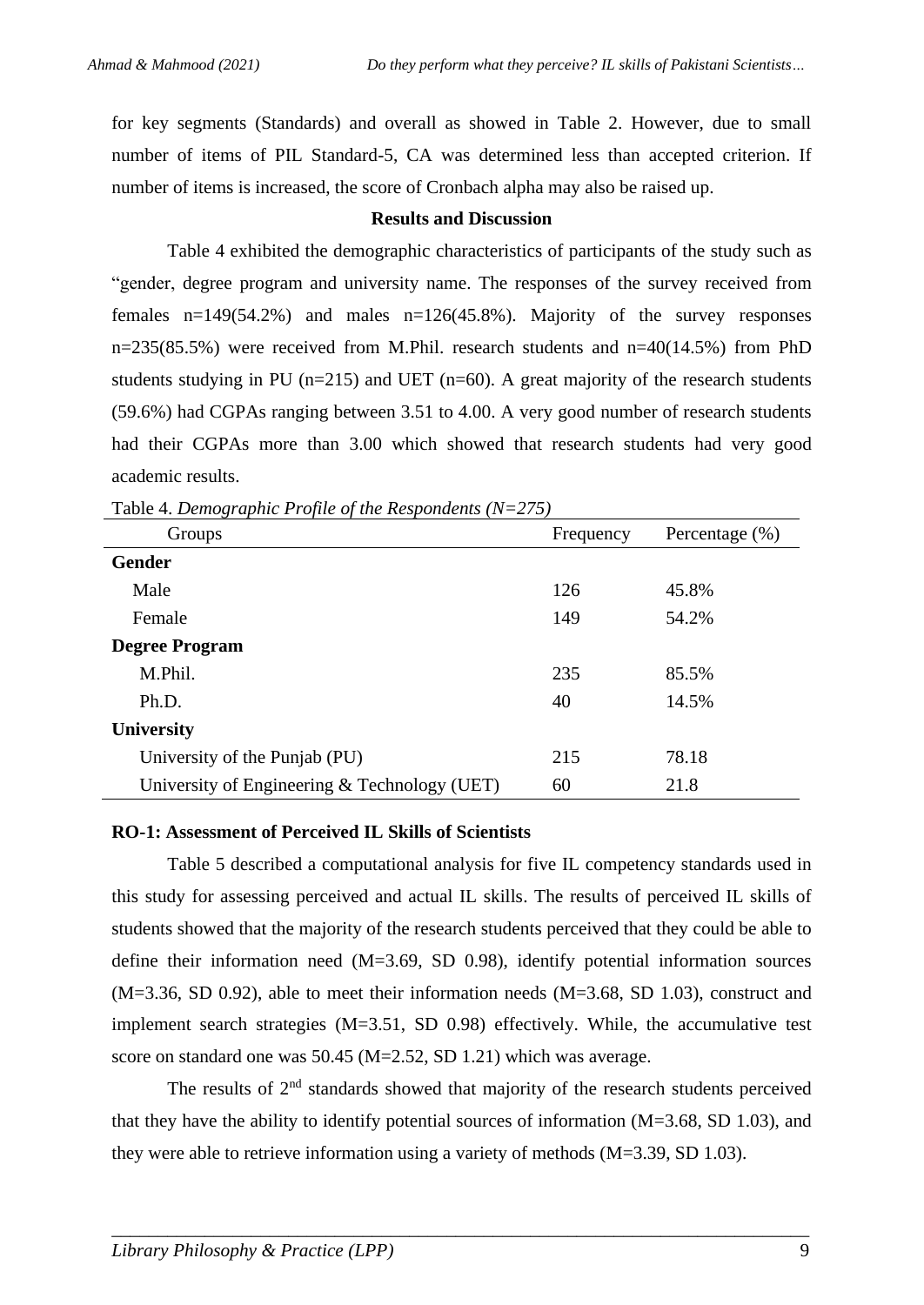for key segments (Standards) and overall as showed in Table 2. However, due to small number of items of PIL Standard-5, CA was determined less than accepted criterion. If number of items is increased, the score of Cronbach alpha may also be raised up.

## Results and Discussion

Table 4 exhibited the demographic characteristics of participants of the study such as "gender, degree program and university name. The responses of the survey received from females n=149(54.2%) and males n=126(45.8%). Majority of the survey responses n=235(85.5%) were received from M.Phil. research students and n=40(14.5%) from PhD students studying in PU (n=215) and UET (n=60). A great majority of the research students (59.6%) had CGPAs ranging between 3.51 to 4.00. A very good number of research students had their CGPAs more than 3.00 which showed that research students had very good academic results.

Table 4. *Demographic Profile of the Respondents (N=275)*

| Groups | Frequency | Percentage (%) |
|---|---|---|
| **Gender** | | |
| Male | 126 | 45.8% |
| Female | 149 | 54.2% |
| **Degree Program** | | |
| M.Phil. | 235 | 85.5% |
| Ph.D. | 40 | 14.5% |
| **University** | | |
| University of the Punjab (PU) | 215 | 78.18 |
| University of Engineering & Technology (UET) | 60 | 21.8 |

### RO-1: Assessment of Perceived IL Skills of Scientists

Table 5 described a computational analysis for five IL competency standards used in this study for assessing perceived and actual IL skills. The results of perceived IL skills of students showed that the majority of the research students perceived that they could be able to define their information need (M=3.69, SD 0.98), identify potential information sources (M=3.36, SD 0.92), able to meet their information needs (M=3.68, SD 1.03), construct and implement search strategies (M=3.51, SD 0.98) effectively. While, the accumulative test score on standard one was 50.45 (M=2.52, SD 1.21) which was average.

The results of 2nd standards showed that majority of the research students perceived that they have the ability to identify potential sources of information (M=3.68, SD 1.03), and they were able to retrieve information using a variety of methods (M=3.39, SD 1.03).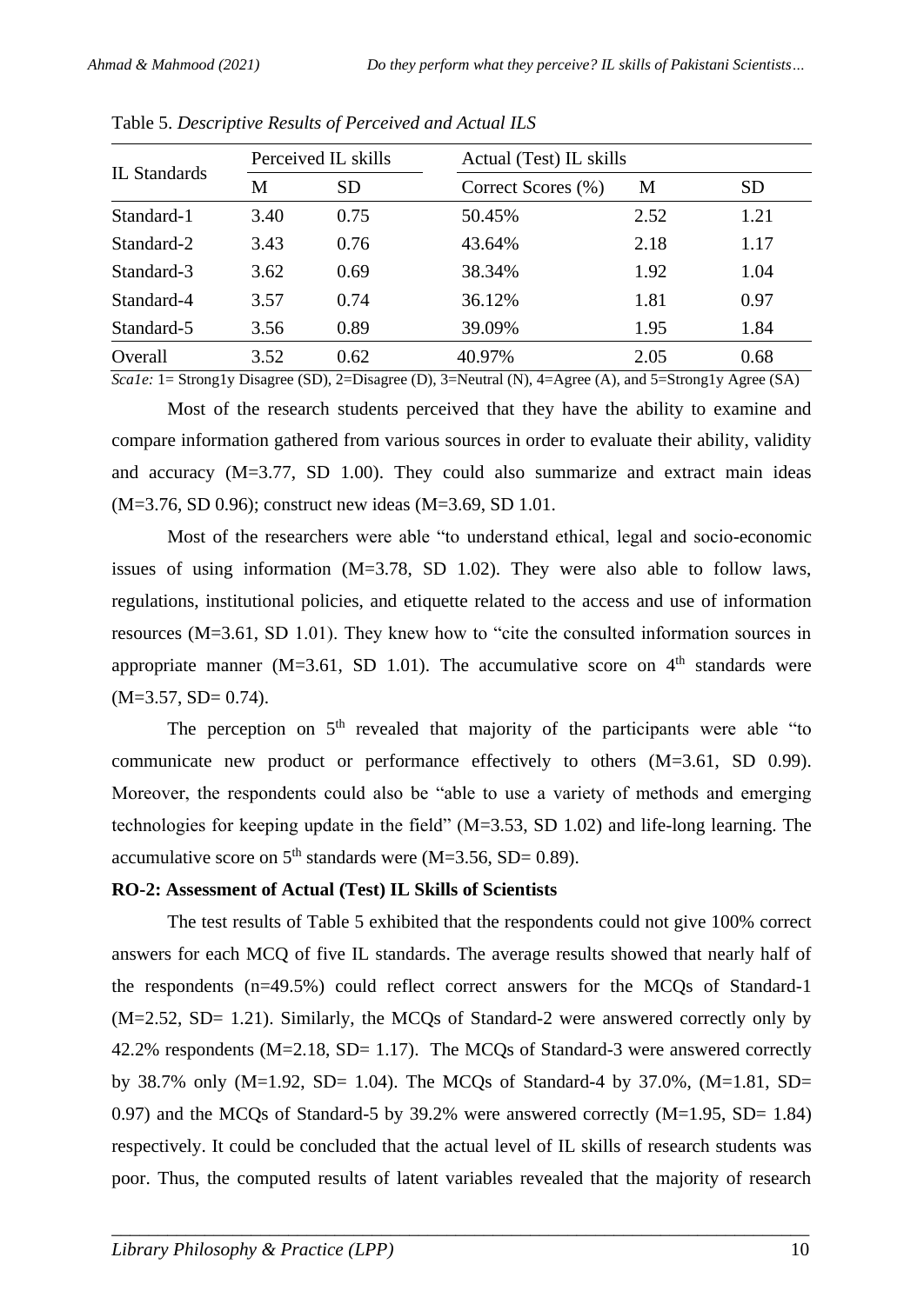Table 5. *Descriptive Results of Perceived and Actual ILS*

| IL Standards | Perceived IL skills | | Actual (Test) IL skills | | |
|---|---|---|---|---|---|
| | M | SD | Correct Scores (%) | M | SD |
| Standard-1 | 3.40 | 0.75 | 50.45% | 2.52 | 1.21 |
| Standard-2 | 3.43 | 0.76 | 43.64% | 2.18 | 1.17 |
| Standard-3 | 3.62 | 0.69 | 38.34% | 1.92 | 1.04 |
| Standard-4 | 3.57 | 0.74 | 36.12% | 1.81 | 0.97 |
| Standard-5 | 3.56 | 0.89 | 39.09% | 1.95 | 1.84 |
| Overall | 3.52 | 0.62 | 40.97% | 2.05 | 0.68 |

*Sca1e:* 1= Strong1y Disagree (SD), 2=Disagree (D), 3=Neutral (N), 4=Agree (A), and 5=Strong1y Agree (SA)

Most of the research students perceived that they have the ability to examine and compare information gathered from various sources in order to evaluate their ability, validity and accuracy (M=3.77, SD 1.00). They could also summarize and extract main ideas (M=3.76, SD 0.96); construct new ideas (M=3.69, SD 1.01.

Most of the researchers were able "to understand ethical, legal and socio-economic issues of using information (M=3.78, SD 1.02). They were also able to follow laws, regulations, institutional policies, and etiquette related to the access and use of information resources (M=3.61, SD 1.01). They knew how to "cite the consulted information sources in appropriate manner (M=3.61, SD 1.01). The accumulative score on 4th standards were (M=3.57, SD= 0.74).

The perception on 5th revealed that majority of the participants were able "to communicate new product or performance effectively to others (M=3.61, SD 0.99). Moreover, the respondents could also be "able to use a variety of methods and emerging technologies for keeping update in the field" (M=3.53, SD 1.02) and life-long learning. The accumulative score on 5th standards were (M=3.56, SD= 0.89).

**RO-2: Assessment of Actual (Test) IL Skills of Scientists**

The test results of Table 5 exhibited that the respondents could not give 100% correct answers for each MCQ of five IL standards. The average results showed that nearly half of the respondents (n=49.5%) could reflect correct answers for the MCQs of Standard-1 (M=2.52, SD= 1.21). Similarly, the MCQs of Standard-2 were answered correctly only by 42.2% respondents (M=2.18, SD= 1.17). The MCQs of Standard-3 were answered correctly by 38.7% only (M=1.92, SD= 1.04). The MCQs of Standard-4 by 37.0%, (M=1.81, SD= 0.97) and the MCQs of Standard-5 by 39.2% were answered correctly (M=1.95, SD= 1.84) respectively. It could be concluded that the actual level of IL skills of research students was poor. Thus, the computed results of latent variables revealed that the majority of research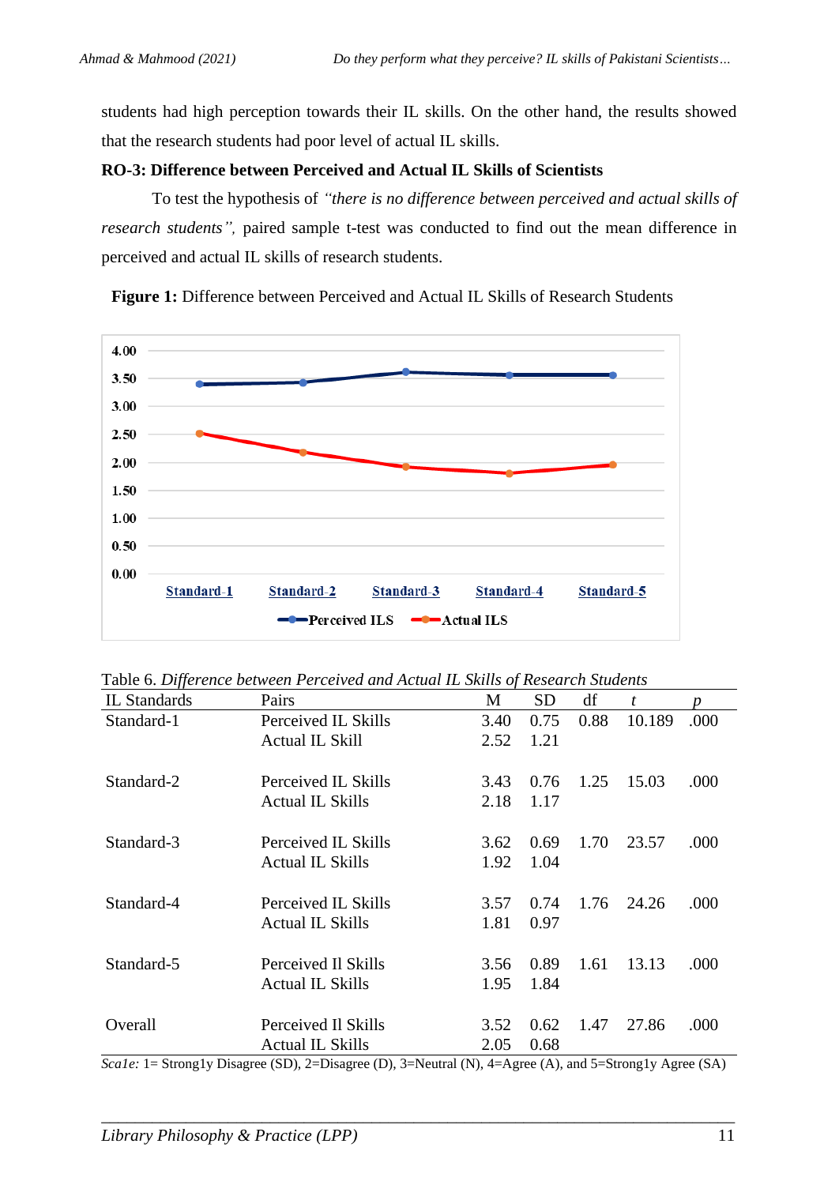students had high perception towards their IL skills. On the other hand, the results showed that the research students had poor level of actual IL skills.

**RO-3: Difference between Perceived and Actual IL Skills of Scientists**

To test the hypothesis of *"there is no difference between perceived and actual skills of research students",* paired sample t-test was conducted to find out the mean difference in perceived and actual IL skills of research students.

**Figure 1:** Difference between Perceived and Actual IL Skills of Research Students

Table 6. *Difference between Perceived and Actual IL Skills of Research Students*

| IL Standards | Pairs | M | SD | df | *t* | *p* |
|---|---|---|---|---|---|---|
| Standard-1 | Perceived IL Skills | 3.40 | 0.75 | 0.88 | 10.189 | .000 |
| | Actual IL Skill | 2.52 | 1.21 | | | |
| Standard-2 | Perceived IL Skills | 3.43 | 0.76 | 1.25 | 15.03 | .000 |
| | Actual IL Skills | 2.18 | 1.17 | | | |
| Standard-3 | Perceived IL Skills | 3.62 | 0.69 | 1.70 | 23.57 | .000 |
| | Actual IL Skills | 1.92 | 1.04 | | | |
| Standard-4 | Perceived IL Skills | 3.57 | 0.74 | 1.76 | 24.26 | .000 |
| | Actual IL Skills | 1.81 | 0.97 | | | |
| Standard-5 | Perceived Il Skills | 3.56 | 0.89 | 1.61 | 13.13 | .000 |
| | Actual IL Skills | 1.95 | 1.84 | | | |
| Overall | Perceived Il Skills | 3.52 | 0.62 | 1.47 | 27.86 | .000 |
| | Actual IL Skills | 2.05 | 0.68 | | | |

*Scale:* 1= Strongly Disagree (SD), 2=Disagree (D), 3=Neutral (N), 4=Agree (A), and 5=Strongly Agree (SA)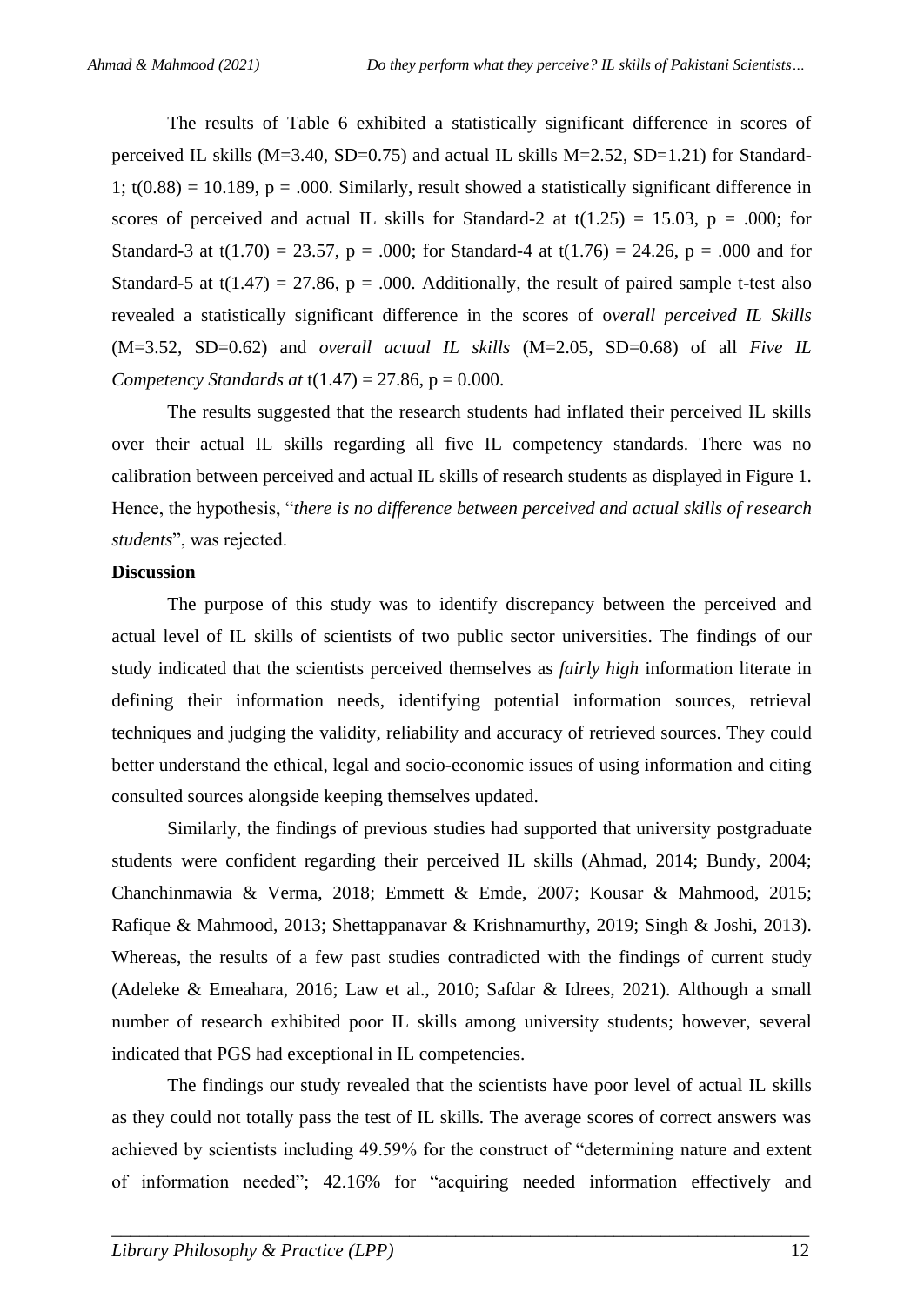The results of Table 6 exhibited a statistically significant difference in scores of perceived IL skills (M=3.40, SD=0.75) and actual IL skills M=2.52, SD=1.21) for Standard-1; t(0.88) = 10.189, p = .000. Similarly, result showed a statistically significant difference in scores of perceived and actual IL skills for Standard-2 at t(1.25) = 15.03, p = .000; for Standard-3 at t(1.70) = 23.57, p = .000; for Standard-4 at t(1.76) = 24.26, p = .000 and for Standard-5 at t(1.47) = 27.86, p = .000. Additionally, the result of paired sample t-test also revealed a statistically significant difference in the scores of *overall perceived IL Skills* (M=3.52, SD=0.62) and *overall actual IL skills* (M=2.05, SD=0.68) of all *Five IL Competency Standards at* t(1.47) = 27.86, p = 0.000.

The results suggested that the research students had inflated their perceived IL skills over their actual IL skills regarding all five IL competency standards. There was no calibration between perceived and actual IL skills of research students as displayed in Figure 1. Hence, the hypothesis, "*there is no difference between perceived and actual skills of research students*", was rejected.

**Discussion**

The purpose of this study was to identify discrepancy between the perceived and actual level of IL skills of scientists of two public sector universities. The findings of our study indicated that the scientists perceived themselves as *fairly high* information literate in defining their information needs, identifying potential information sources, retrieval techniques and judging the validity, reliability and accuracy of retrieved sources. They could better understand the ethical, legal and socio-economic issues of using information and citing consulted sources alongside keeping themselves updated.

Similarly, the findings of previous studies had supported that university postgraduate students were confident regarding their perceived IL skills (Ahmad, 2014; Bundy, 2004; Chanchinmawia & Verma, 2018; Emmett & Emde, 2007; Kousar & Mahmood, 2015; Rafique & Mahmood, 2013; Shettappanavar & Krishnamurthy, 2019; Singh & Joshi, 2013). Whereas, the results of a few past studies contradicted with the findings of current study (Adeleke & Emeahara, 2016; Law et al., 2010; Safdar & Idrees, 2021). Although a small number of research exhibited poor IL skills among university students; however, several indicated that PGS had exceptional in IL competencies.

The findings our study revealed that the scientists have poor level of actual IL skills as they could not totally pass the test of IL skills. The average scores of correct answers was achieved by scientists including 49.59% for the construct of "determining nature and extent of information needed"; 42.16% for "acquiring needed information effectively and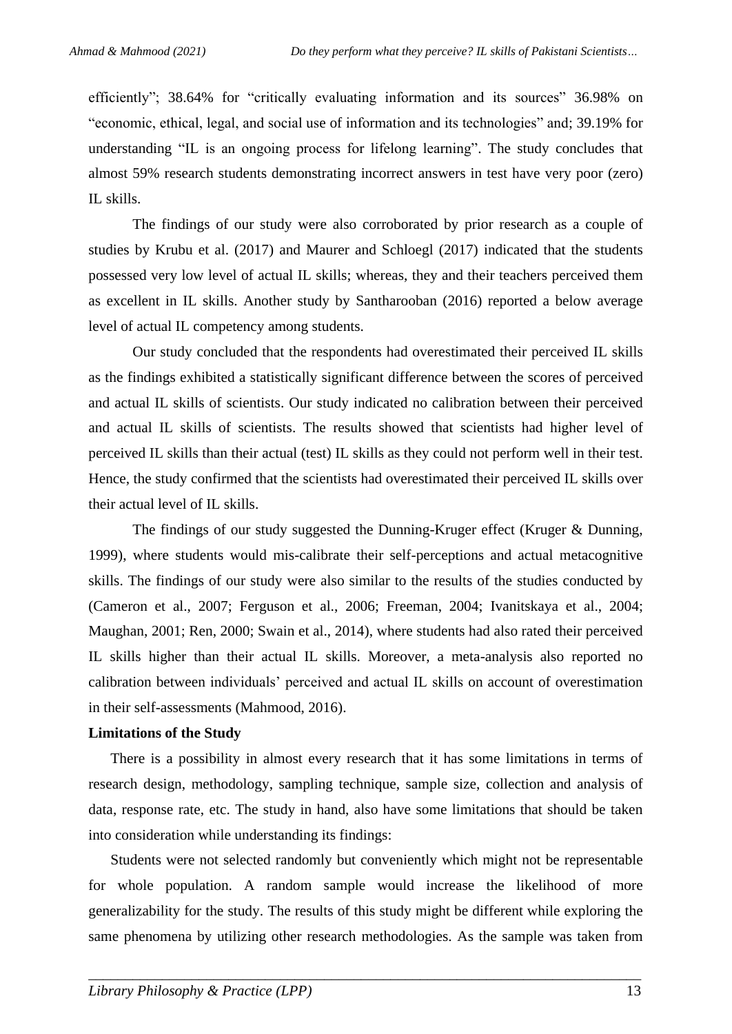efficiently"; 38.64% for "critically evaluating information and its sources" 36.98% on "economic, ethical, legal, and social use of information and its technologies" and; 39.19% for understanding "IL is an ongoing process for lifelong learning". The study concludes that almost 59% research students demonstrating incorrect answers in test have very poor (zero) IL skills.

The findings of our study were also corroborated by prior research as a couple of studies by Krubu et al. (2017) and Maurer and Schloegl (2017) indicated that the students possessed very low level of actual IL skills; whereas, they and their teachers perceived them as excellent in IL skills. Another study by Santharooban (2016) reported a below average level of actual IL competency among students.

Our study concluded that the respondents had overestimated their perceived IL skills as the findings exhibited a statistically significant difference between the scores of perceived and actual IL skills of scientists. Our study indicated no calibration between their perceived and actual IL skills of scientists. The results showed that scientists had higher level of perceived IL skills than their actual (test) IL skills as they could not perform well in their test. Hence, the study confirmed that the scientists had overestimated their perceived IL skills over their actual level of IL skills.

The findings of our study suggested the Dunning-Kruger effect (Kruger & Dunning, 1999), where students would mis-calibrate their self-perceptions and actual metacognitive skills. The findings of our study were also similar to the results of the studies conducted by (Cameron et al., 2007; Ferguson et al., 2006; Freeman, 2004; Ivanitskaya et al., 2004; Maughan, 2001; Ren, 2000; Swain et al., 2014), where students had also rated their perceived IL skills higher than their actual IL skills. Moreover, a meta-analysis also reported no calibration between individuals' perceived and actual IL skills on account of overestimation in their self-assessments (Mahmood, 2016).

**Limitations of the Study**

There is a possibility in almost every research that it has some limitations in terms of research design, methodology, sampling technique, sample size, collection and analysis of data, response rate, etc. The study in hand, also have some limitations that should be taken into consideration while understanding its findings:

Students were not selected randomly but conveniently which might not be representable for whole population. A random sample would increase the likelihood of more generalizability for the study. The results of this study might be different while exploring the same phenomena by utilizing other research methodologies. As the sample was taken from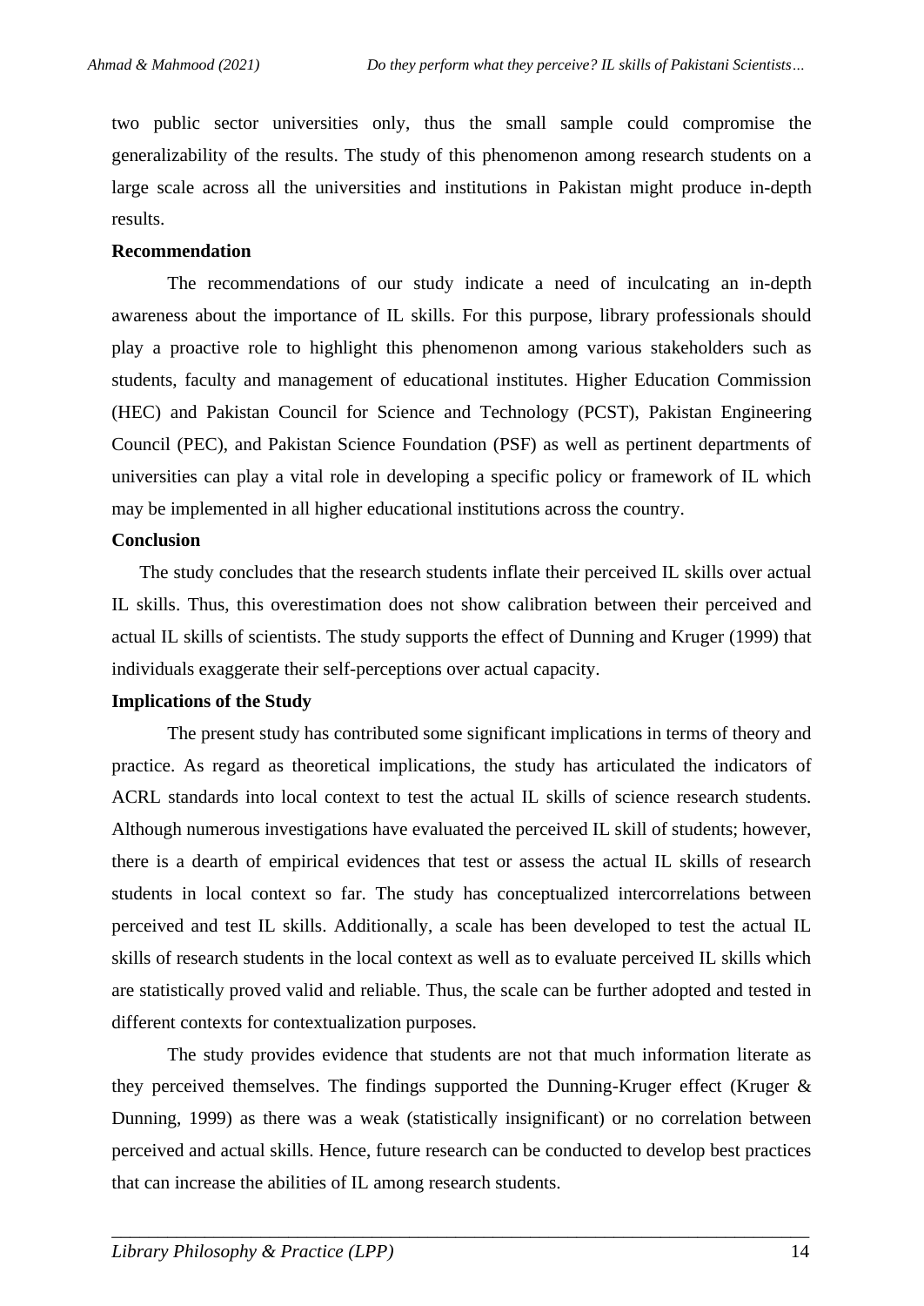two public sector universities only, thus the small sample could compromise the generalizability of the results. The study of this phenomenon among research students on a large scale across all the universities and institutions in Pakistan might produce in-depth results.

**Recommendation**

The recommendations of our study indicate a need of inculcating an in-depth awareness about the importance of IL skills. For this purpose, library professionals should play a proactive role to highlight this phenomenon among various stakeholders such as students, faculty and management of educational institutes. Higher Education Commission (HEC) and Pakistan Council for Science and Technology (PCST), Pakistan Engineering Council (PEC), and Pakistan Science Foundation (PSF) as well as pertinent departments of universities can play a vital role in developing a specific policy or framework of IL which may be implemented in all higher educational institutions across the country.

**Conclusion**

The study concludes that the research students inflate their perceived IL skills over actual IL skills. Thus, this overestimation does not show calibration between their perceived and actual IL skills of scientists. The study supports the effect of Dunning and Kruger (1999) that individuals exaggerate their self-perceptions over actual capacity.

**Implications of the Study**

The present study has contributed some significant implications in terms of theory and practice. As regard as theoretical implications, the study has articulated the indicators of ACRL standards into local context to test the actual IL skills of science research students. Although numerous investigations have evaluated the perceived IL skill of students; however, there is a dearth of empirical evidences that test or assess the actual IL skills of research students in local context so far. The study has conceptualized intercorrelations between perceived and test IL skills. Additionally, a scale has been developed to test the actual IL skills of research students in the local context as well as to evaluate perceived IL skills which are statistically proved valid and reliable. Thus, the scale can be further adopted and tested in different contexts for contextualization purposes.

The study provides evidence that students are not that much information literate as they perceived themselves. The findings supported the Dunning-Kruger effect (Kruger & Dunning, 1999) as there was a weak (statistically insignificant) or no correlation between perceived and actual skills. Hence, future research can be conducted to develop best practices that can increase the abilities of IL among research students.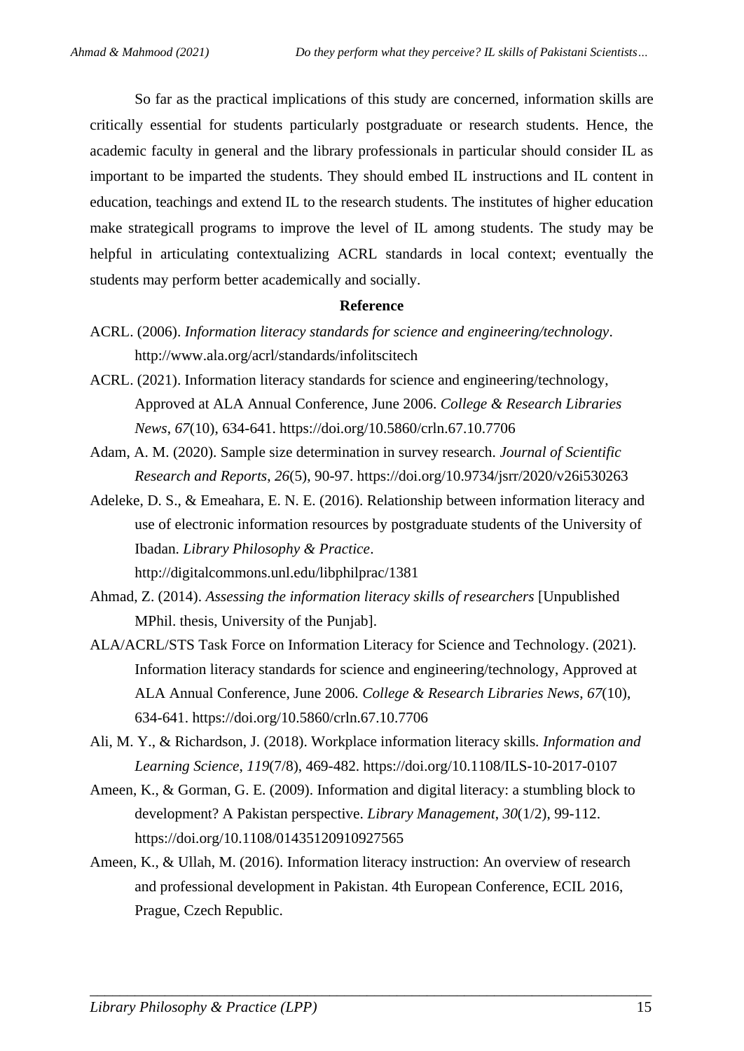So far as the practical implications of this study are concerned, information skills are critically essential for students particularly postgraduate or research students. Hence, the academic faculty in general and the library professionals in particular should consider IL as important to be imparted the students. They should embed IL instructions and IL content in education, teachings and extend IL to the research students. The institutes of higher education make strategicall programs to improve the level of IL among students. The study may be helpful in articulating contextualizing ACRL standards in local context; eventually the students may perform better academically and socially.

## Reference

ACRL. (2006). *Information literacy standards for science and engineering/technology*. http://www.ala.org/acrl/standards/infolitscitech

ACRL. (2021). Information literacy standards for science and engineering/technology, Approved at ALA Annual Conference, June 2006. *College & Research Libraries News*, *67*(10), 634-641. https://doi.org/10.5860/crln.67.10.7706

Adam, A. M. (2020). Sample size determination in survey research. *Journal of Scientific Research and Reports*, *26*(5), 90-97. https://doi.org/10.9734/jsrr/2020/v26i530263

Adeleke, D. S., & Emeahara, E. N. E. (2016). Relationship between information literacy and use of electronic information resources by postgraduate students of the University of Ibadan. *Library Philosophy & Practice*. http://digitalcommons.unl.edu/libphilprac/1381

Ahmad, Z. (2014). *Assessing the information literacy skills of researchers* [Unpublished MPhil. thesis, University of the Punjab].

ALA/ACRL/STS Task Force on Information Literacy for Science and Technology. (2021). Information literacy standards for science and engineering/technology, Approved at ALA Annual Conference, June 2006. *College & Research Libraries News*, *67*(10), 634-641. https://doi.org/10.5860/crln.67.10.7706

Ali, M. Y., & Richardson, J. (2018). Workplace information literacy skills. *Information and Learning Science*, *119*(7/8), 469-482. https://doi.org/10.1108/ILS-10-2017-0107

Ameen, K., & Gorman, G. E. (2009). Information and digital literacy: a stumbling block to development? A Pakistan perspective. *Library Management*, *30*(1/2), 99-112. https://doi.org/10.1108/01435120910927565

Ameen, K., & Ullah, M. (2016). Information literacy instruction: An overview of research and professional development in Pakistan. 4th European Conference, ECIL 2016, Prague, Czech Republic.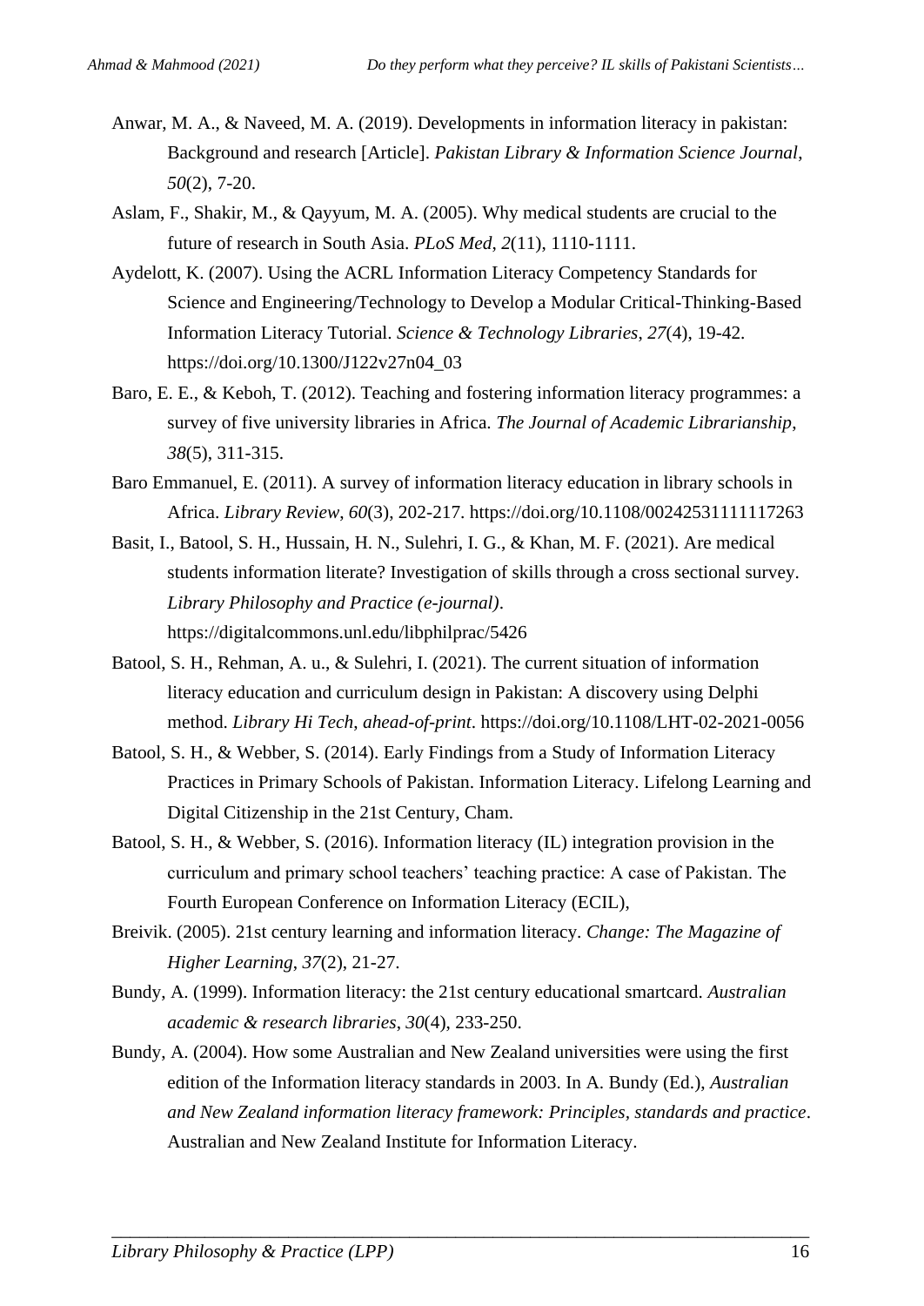Anwar, M. A., & Naveed, M. A. (2019). Developments in information literacy in pakistan: Background and research [Article]. *Pakistan Library & Information Science Journal, 50*(2), 7-20.

Aslam, F., Shakir, M., & Qayyum, M. A. (2005). Why medical students are crucial to the future of research in South Asia. *PLoS Med*, *2*(11), 1110-1111.

Aydelott, K. (2007). Using the ACRL Information Literacy Competency Standards for Science and Engineering/Technology to Develop a Modular Critical-Thinking-Based Information Literacy Tutorial. *Science & Technology Libraries*, *27*(4), 19-42. https://doi.org/10.1300/J122v27n04_03

Baro, E. E., & Keboh, T. (2012). Teaching and fostering information literacy programmes: a survey of five university libraries in Africa. *The Journal of Academic Librarianship*, *38*(5), 311-315.

Baro Emmanuel, E. (2011). A survey of information literacy education in library schools in Africa. *Library Review*, *60*(3), 202-217. https://doi.org/10.1108/00242531111117263

Basit, I., Batool, S. H., Hussain, H. N., Sulehri, I. G., & Khan, M. F. (2021). Are medical students information literate? Investigation of skills through a cross sectional survey. *Library Philosophy and Practice (e-journal)*. https://digitalcommons.unl.edu/libphilprac/5426

Batool, S. H., Rehman, A. u., & Sulehri, I. (2021). The current situation of information literacy education and curriculum design in Pakistan: A discovery using Delphi method. *Library Hi Tech*, *ahead-of-print*. https://doi.org/10.1108/LHT-02-2021-0056

Batool, S. H., & Webber, S. (2014). Early Findings from a Study of Information Literacy Practices in Primary Schools of Pakistan. Information Literacy. Lifelong Learning and Digital Citizenship in the 21st Century, Cham.

Batool, S. H., & Webber, S. (2016). Information literacy (IL) integration provision in the curriculum and primary school teachers' teaching practice: A case of Pakistan. The Fourth European Conference on Information Literacy (ECIL),

Breivik. (2005). 21st century learning and information literacy. *Change: The Magazine of Higher Learning*, *37*(2), 21-27.

Bundy, A. (1999). Information literacy: the 21st century educational smartcard. *Australian academic & research libraries*, *30*(4), 233-250.

Bundy, A. (2004). How some Australian and New Zealand universities were using the first edition of the Information literacy standards in 2003. In A. Bundy (Ed.), *Australian and New Zealand information literacy framework: Principles, standards and practice*. Australian and New Zealand Institute for Information Literacy.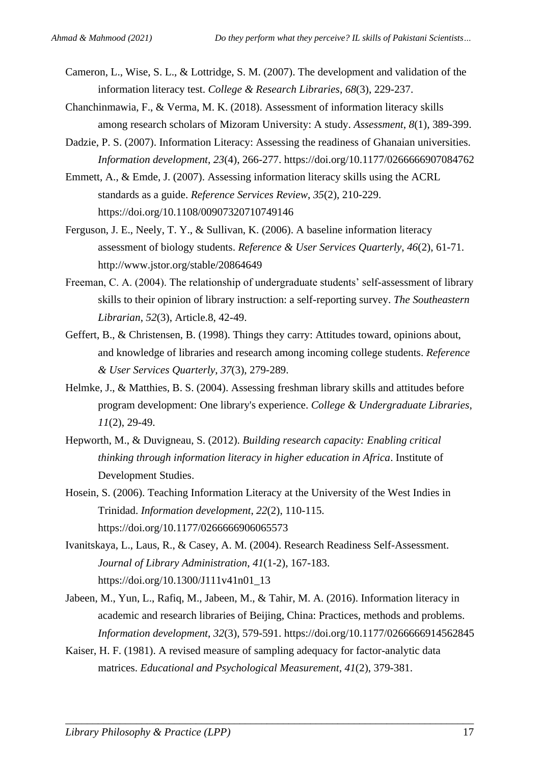Cameron, L., Wise, S. L., & Lottridge, S. M. (2007). The development and validation of the information literacy test. *College & Research Libraries*, *68*(3), 229-237.

Chanchinmawia, F., & Verma, M. K. (2018). Assessment of information literacy skills among research scholars of Mizoram University: A study. *Assessment*, *8*(1), 389-399.

Dadzie, P. S. (2007). Information Literacy: Assessing the readiness of Ghanaian universities. *Information development*, *23*(4), 266-277. https://doi.org/10.1177/0266666907084762

Emmett, A., & Emde, J. (2007). Assessing information literacy skills using the ACRL standards as a guide. *Reference Services Review*, *35*(2), 210-229. https://doi.org/10.1108/00907320710749146

Ferguson, J. E., Neely, T. Y., & Sullivan, K. (2006). A baseline information literacy assessment of biology students. *Reference & User Services Quarterly*, *46*(2), 61-71. http://www.jstor.org/stable/20864649

Freeman, C. A. (2004). The relationship of undergraduate students' self-assessment of library skills to their opinion of library instruction: a self-reporting survey. *The Southeastern Librarian*, *52*(3), Article.8, 42-49.

Geffert, B., & Christensen, B. (1998). Things they carry: Attitudes toward, opinions about, and knowledge of libraries and research among incoming college students. *Reference & User Services Quarterly*, *37*(3), 279-289.

Helmke, J., & Matthies, B. S. (2004). Assessing freshman library skills and attitudes before program development: One library's experience. *College & Undergraduate Libraries*, *11*(2), 29-49.

Hepworth, M., & Duvigneau, S. (2012). *Building research capacity: Enabling critical thinking through information literacy in higher education in Africa*. Institute of Development Studies.

Hosein, S. (2006). Teaching Information Literacy at the University of the West Indies in Trinidad. *Information development*, *22*(2), 110-115. https://doi.org/10.1177/0266666906065573

Ivanitskaya, L., Laus, R., & Casey, A. M. (2004). Research Readiness Self-Assessment. *Journal of Library Administration*, *41*(1-2), 167-183. https://doi.org/10.1300/J111v41n01_13

Jabeen, M., Yun, L., Rafiq, M., Jabeen, M., & Tahir, M. A. (2016). Information literacy in academic and research libraries of Beijing, China: Practices, methods and problems. *Information development*, *32*(3), 579-591. https://doi.org/10.1177/0266666914562845

Kaiser, H. F. (1981). A revised measure of sampling adequacy for factor-analytic data matrices. *Educational and Psychological Measurement*, *41*(2), 379-381.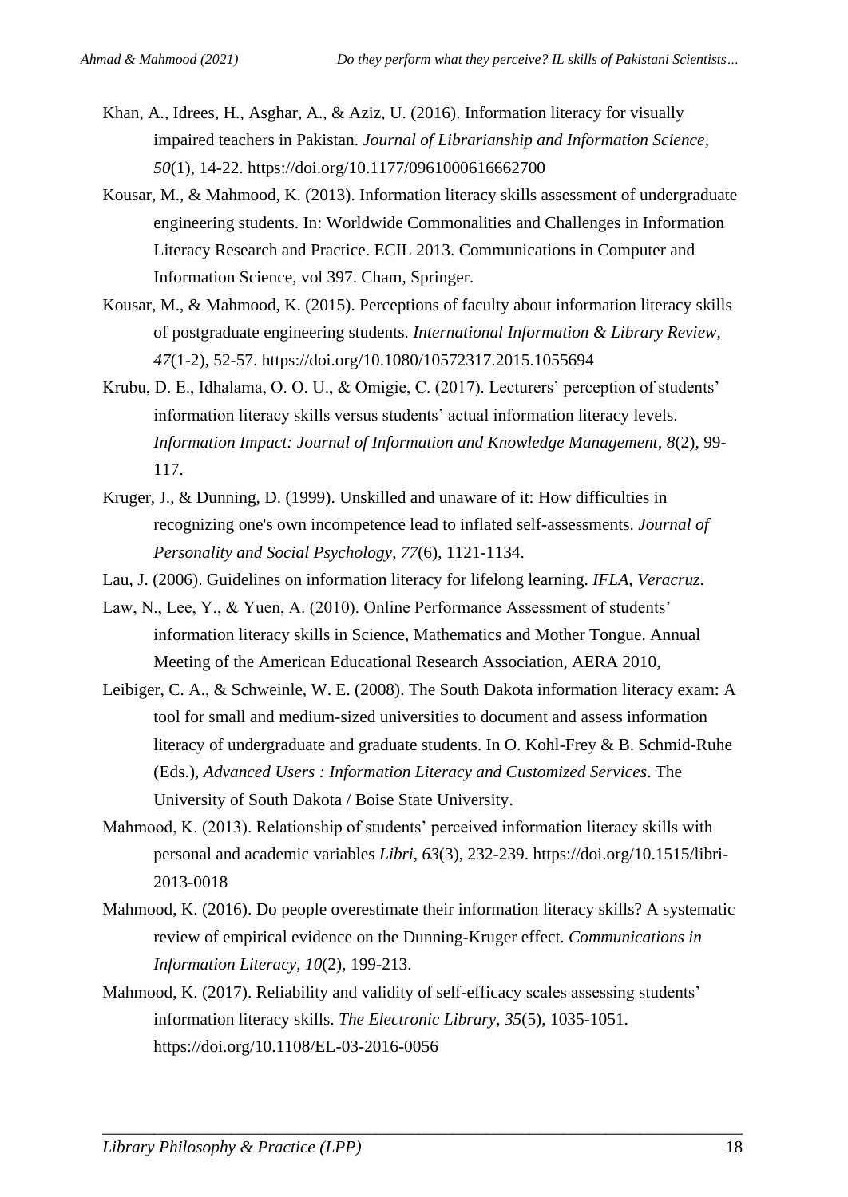Khan, A., Idrees, H., Asghar, A., & Aziz, U. (2016). Information literacy for visually impaired teachers in Pakistan. *Journal of Librarianship and Information Science*, *50*(1), 14-22. https://doi.org/10.1177/0961000616662700

Kousar, M., & Mahmood, K. (2013). Information literacy skills assessment of undergraduate engineering students. In: Worldwide Commonalities and Challenges in Information Literacy Research and Practice. ECIL 2013. Communications in Computer and Information Science, vol 397. Cham, Springer.

Kousar, M., & Mahmood, K. (2015). Perceptions of faculty about information literacy skills of postgraduate engineering students. *International Information & Library Review*, *47*(1-2), 52-57. https://doi.org/10.1080/10572317.2015.1055694

Krubu, D. E., Idhalama, O. O. U., & Omigie, C. (2017). Lecturers' perception of students' information literacy skills versus students' actual information literacy levels. *Information Impact: Journal of Information and Knowledge Management*, *8*(2), 99-117.

Kruger, J., & Dunning, D. (1999). Unskilled and unaware of it: How difficulties in recognizing one's own incompetence lead to inflated self-assessments. *Journal of Personality and Social Psychology*, *77*(6), 1121-1134.

Lau, J. (2006). Guidelines on information literacy for lifelong learning. *IFLA, Veracruz*.

Law, N., Lee, Y., & Yuen, A. (2010). Online Performance Assessment of students' information literacy skills in Science, Mathematics and Mother Tongue. Annual Meeting of the American Educational Research Association, AERA 2010,

Leibiger, C. A., & Schweinle, W. E. (2008). The South Dakota information literacy exam: A tool for small and medium-sized universities to document and assess information literacy of undergraduate and graduate students. In O. Kohl-Frey & B. Schmid-Ruhe (Eds.), *Advanced Users : Information Literacy and Customized Services*. The University of South Dakota / Boise State University.

Mahmood, K. (2013). Relationship of students' perceived information literacy skills with personal and academic variables *Libri*, *63*(3), 232-239. https://doi.org/10.1515/libri-2013-0018

Mahmood, K. (2016). Do people overestimate their information literacy skills? A systematic review of empirical evidence on the Dunning-Kruger effect. *Communications in Information Literacy*, *10*(2), 199-213.

Mahmood, K. (2017). Reliability and validity of self-efficacy scales assessing students' information literacy skills. *The Electronic Library*, *35*(5), 1035-1051. https://doi.org/10.1108/EL-03-2016-0056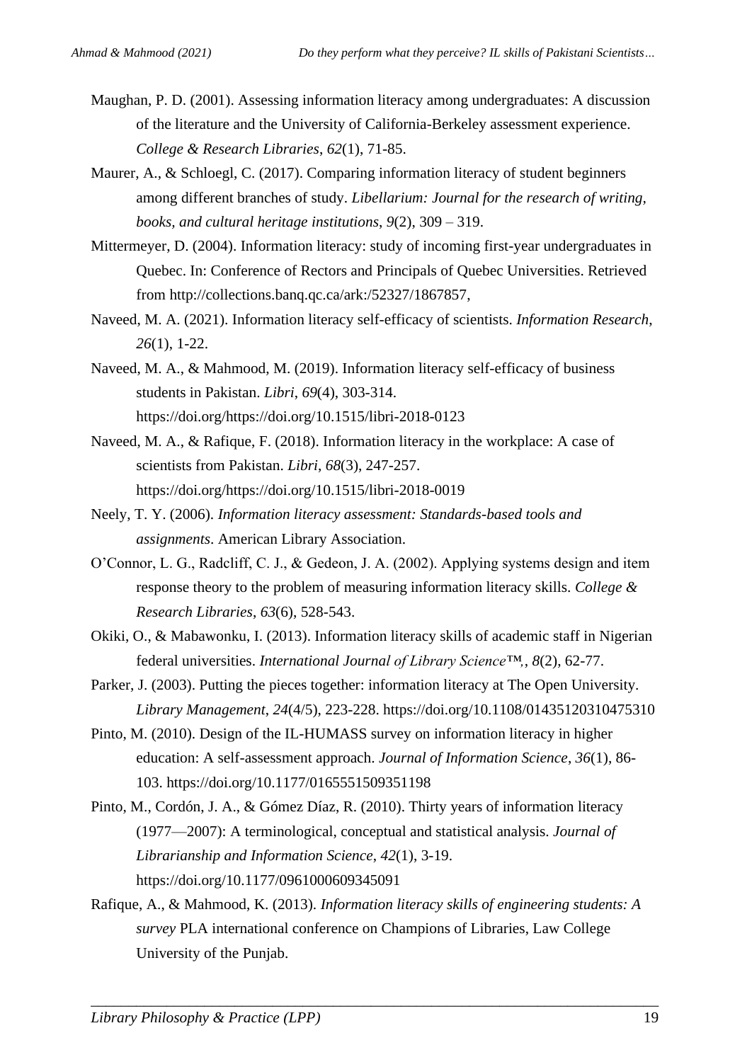Maughan, P. D. (2001). Assessing information literacy among undergraduates: A discussion of the literature and the University of California-Berkeley assessment experience. *College & Research Libraries*, *62*(1), 71-85.

Maurer, A., & Schloegl, C. (2017). Comparing information literacy of student beginners among different branches of study. *Libellarium: Journal for the research of writing, books, and cultural heritage institutions*, *9*(2), 309 – 319.

Mittermeyer, D. (2004). Information literacy: study of incoming first-year undergraduates in Quebec. In: Conference of Rectors and Principals of Quebec Universities. Retrieved from http://collections.banq.qc.ca/ark:/52327/1867857,

Naveed, M. A. (2021). Information literacy self-efficacy of scientists. *Information Research*, *26*(1), 1-22.

Naveed, M. A., & Mahmood, M. (2019). Information literacy self-efficacy of business students in Pakistan. *Libri*, *69*(4), 303-314. https://doi.org/https://doi.org/10.1515/libri-2018-0123

Naveed, M. A., & Rafique, F. (2018). Information literacy in the workplace: A case of scientists from Pakistan. *Libri*, *68*(3), 247-257. https://doi.org/https://doi.org/10.1515/libri-2018-0019

Neely, T. Y. (2006). *Information literacy assessment: Standards-based tools and assignments*. American Library Association.

O'Connor, L. G., Radcliff, C. J., & Gedeon, J. A. (2002). Applying systems design and item response theory to the problem of measuring information literacy skills. *College & Research Libraries*, *63*(6), 528-543.

Okiki, O., & Mabawonku, I. (2013). Information literacy skills of academic staff in Nigerian federal universities. *International Journal of Library Science™*, *8*(2), 62-77.

Parker, J. (2003). Putting the pieces together: information literacy at The Open University. *Library Management*, *24*(4/5), 223-228. https://doi.org/10.1108/01435120310475310

Pinto, M. (2010). Design of the IL-HUMASS survey on information literacy in higher education: A self-assessment approach. *Journal of Information Science*, *36*(1), 86-103. https://doi.org/10.1177/0165551509351198

Pinto, M., Cordón, J. A., & Gómez Díaz, R. (2010). Thirty years of information literacy (1977—2007): A terminological, conceptual and statistical analysis. *Journal of Librarianship and Information Science*, *42*(1), 3-19. https://doi.org/10.1177/0961000609345091

Rafique, A., & Mahmood, K. (2013). *Information literacy skills of engineering students: A survey* PLA international conference on Champions of Libraries, Law College University of the Punjab.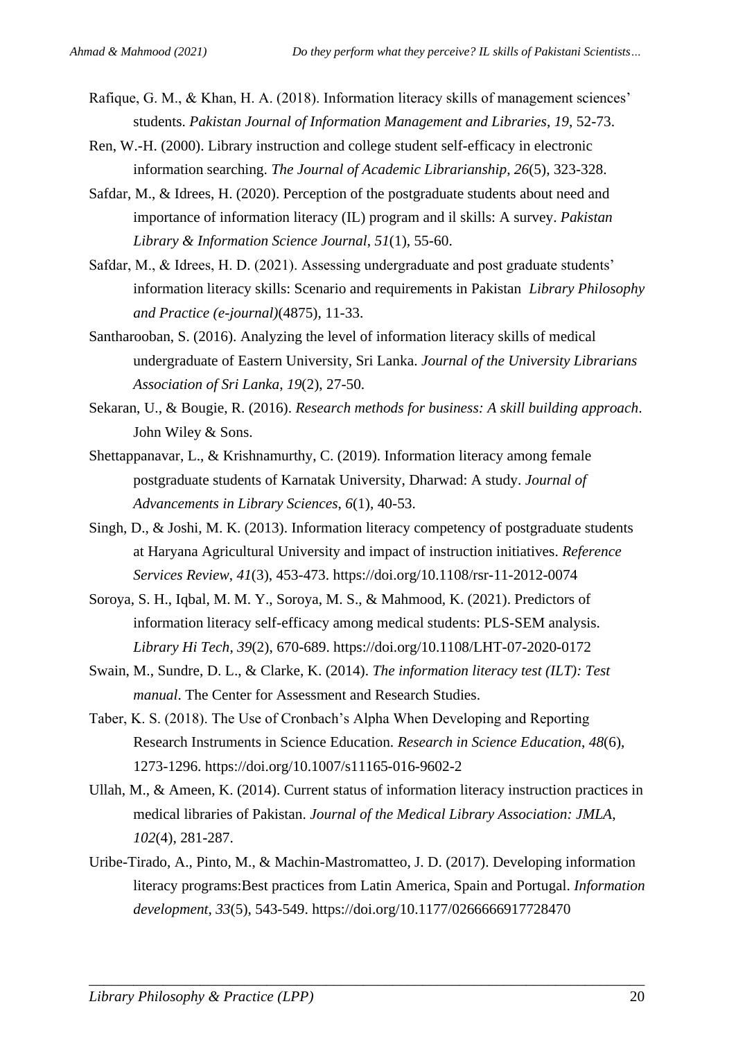Rafique, G. M., & Khan, H. A. (2018). Information literacy skills of management sciences' students. *Pakistan Journal of Information Management and Libraries*, *19*, 52-73.

Ren, W.-H. (2000). Library instruction and college student self-efficacy in electronic information searching. *The Journal of Academic Librarianship*, *26*(5), 323-328.

Safdar, M., & Idrees, H. (2020). Perception of the postgraduate students about need and importance of information literacy (IL) program and il skills: A survey. *Pakistan Library & Information Science Journal*, *51*(1), 55-60.

Safdar, M., & Idrees, H. D. (2021). Assessing undergraduate and post graduate students' information literacy skills: Scenario and requirements in Pakistan *Library Philosophy and Practice (e-journal)*(4875), 11-33.

Santharooban, S. (2016). Analyzing the level of information literacy skills of medical undergraduate of Eastern University, Sri Lanka. *Journal of the University Librarians Association of Sri Lanka*, *19*(2), 27-50.

Sekaran, U., & Bougie, R. (2016). *Research methods for business: A skill building approach*. John Wiley & Sons.

Shettappanavar, L., & Krishnamurthy, C. (2019). Information literacy among female postgraduate students of Karnatak University, Dharwad: A study. *Journal of Advancements in Library Sciences*, *6*(1), 40-53.

Singh, D., & Joshi, M. K. (2013). Information literacy competency of postgraduate students at Haryana Agricultural University and impact of instruction initiatives. *Reference Services Review*, *41*(3), 453-473. https://doi.org/10.1108/rsr-11-2012-0074

Soroya, S. H., Iqbal, M. M. Y., Soroya, M. S., & Mahmood, K. (2021). Predictors of information literacy self-efficacy among medical students: PLS-SEM analysis. *Library Hi Tech*, *39*(2), 670-689. https://doi.org/10.1108/LHT-07-2020-0172

Swain, M., Sundre, D. L., & Clarke, K. (2014). *The information literacy test (ILT): Test manual*. The Center for Assessment and Research Studies.

Taber, K. S. (2018). The Use of Cronbach's Alpha When Developing and Reporting Research Instruments in Science Education. *Research in Science Education*, *48*(6), 1273-1296. https://doi.org/10.1007/s11165-016-9602-2

Ullah, M., & Ameen, K. (2014). Current status of information literacy instruction practices in medical libraries of Pakistan. *Journal of the Medical Library Association: JMLA*, *102*(4), 281-287.

Uribe-Tirado, A., Pinto, M., & Machin-Mastromatteo, J. D. (2017). Developing information literacy programs:Best practices from Latin America, Spain and Portugal. *Information development*, *33*(5), 543-549. https://doi.org/10.1177/0266666917728470